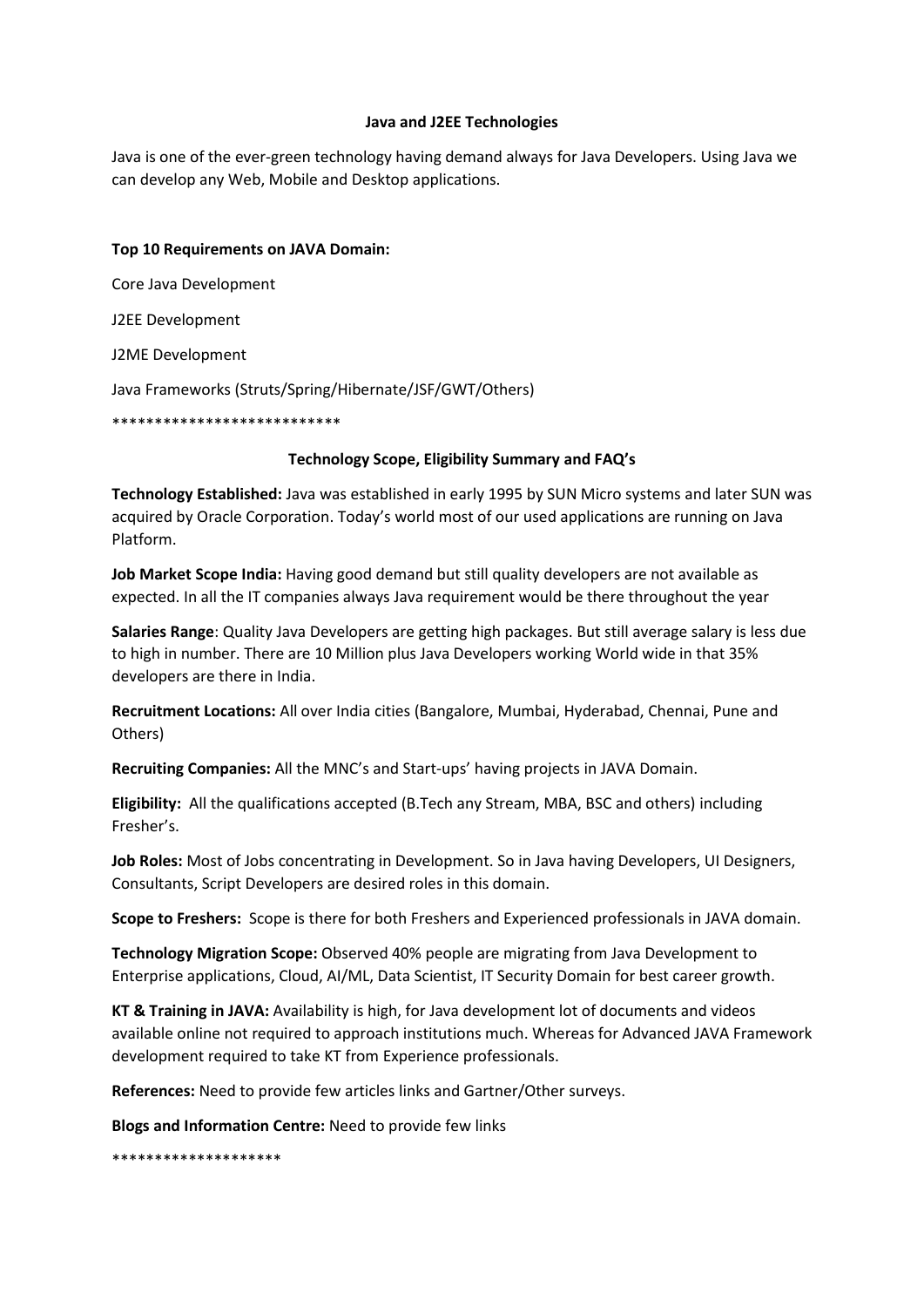**Java and J2EE Technologies**

Java is one of the ever-green technology having demand always for Java Developers. Using Java we can develop any Web, Mobile and Desktop applications.

**Top 10 Requirements on JAVA Domain:**

Core Java Development

J2EE Development

J2ME Development

Java Frameworks (Struts/Spring/Hibernate/JSF/GWT/Others)

***************************

**Technology Scope, Eligibility Summary and FAQ's**

**Technology Established:** Java was established in early 1995 by SUN Micro systems and later SUN was acquired by Oracle Corporation. Today's world most of our used applications are running on Java Platform.

**Job Market Scope India:** Having good demand but still quality developers are not available as expected. In all the IT companies always Java requirement would be there throughout the year

**Salaries Range**: Quality Java Developers are getting high packages. But still average salary is less due to high in number. There are 10 Million plus Java Developers working World wide in that 35% developers are there in India.

**Recruitment Locations:** All over India cities (Bangalore, Mumbai, Hyderabad, Chennai, Pune and Others)

**Recruiting Companies:** All the MNC's and Start-ups' having projects in JAVA Domain.

**Eligibility:** All the qualifications accepted (B.Tech any Stream, MBA, BSC and others) including Fresher's.

**Job Roles:** Most of Jobs concentrating in Development. So in Java having Developers, UI Designers, Consultants, Script Developers are desired roles in this domain.

**Scope to Freshers:** Scope is there for both Freshers and Experienced professionals in JAVA domain.

**Technology Migration Scope:** Observed 40% people are migrating from Java Development to Enterprise applications, Cloud, AI/ML, Data Scientist, IT Security Domain for best career growth.

**KT & Training in JAVA:** Availability is high, for Java development lot of documents and videos available online not required to approach institutions much. Whereas for Advanced JAVA Framework development required to take KT from Experience professionals.

**References:** Need to provide few articles links and Gartner/Other surveys.

**Blogs and Information Centre:** Need to provide few links

********************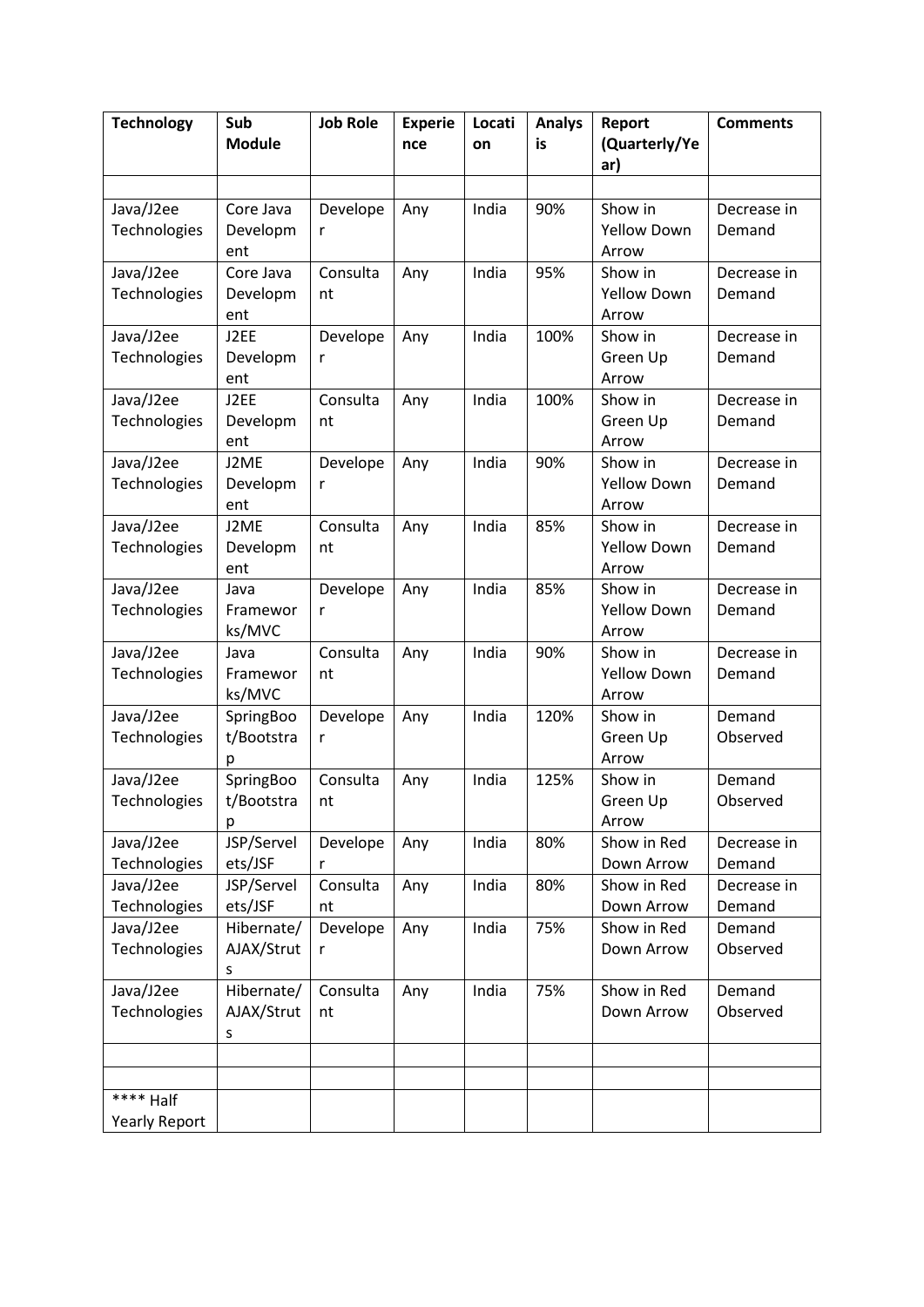| Technology | Sub Module | Job Role | Experience | Location | Analysis | Report (Quarterly/Year) | Comments |
|---|---|---|---|---|---|---|---|
| | | | | | | | |
| Java/J2ee Technologies | Core Java Development | Developer | Any | India | 90% | Show in Yellow Down Arrow | Decrease in Demand |
| Java/J2ee Technologies | Core Java Development | Consultant | Any | India | 95% | Show in Yellow Down Arrow | Decrease in Demand |
| Java/J2ee Technologies | J2EE Development | Developer | Any | India | 100% | Show in Green Up Arrow | Decrease in Demand |
| Java/J2ee Technologies | J2EE Development | Consultant | Any | India | 100% | Show in Green Up Arrow | Decrease in Demand |
| Java/J2ee Technologies | J2ME Development | Developer | Any | India | 90% | Show in Yellow Down Arrow | Decrease in Demand |
| Java/J2ee Technologies | J2ME Development | Consultant | Any | India | 85% | Show in Yellow Down Arrow | Decrease in Demand |
| Java/J2ee Technologies | Java Frameworks/MVC | Developer | Any | India | 85% | Show in Yellow Down Arrow | Decrease in Demand |
| Java/J2ee Technologies | Java Frameworks/MVC | Consultant | Any | India | 90% | Show in Yellow Down Arrow | Decrease in Demand |
| Java/J2ee Technologies | SpringBoot/Bootstrap | Developer | Any | India | 120% | Show in Green Up Arrow | Demand Observed |
| Java/J2ee Technologies | SpringBoot/Bootstrap | Consultant | Any | India | 125% | Show in Green Up Arrow | Demand Observed |
| Java/J2ee Technologies | JSP/Servelets/JSF | Developer | Any | India | 80% | Show in Red Down Arrow | Decrease in Demand |
| Java/J2ee Technologies | JSP/Servelets/JSF | Consultant | Any | India | 80% | Show in Red Down Arrow | Decrease in Demand |
| Java/J2ee Technologies | Hibernate/AJAX/Struts | Developer | Any | India | 75% | Show in Red Down Arrow | Demand Observed |
| Java/J2ee Technologies | Hibernate/AJAX/Struts | Consultant | Any | India | 75% | Show in Red Down Arrow | Demand Observed |
| | | | | | | | |
| | | | | | | | |
| **** Half Yearly Report | | | | | | | |